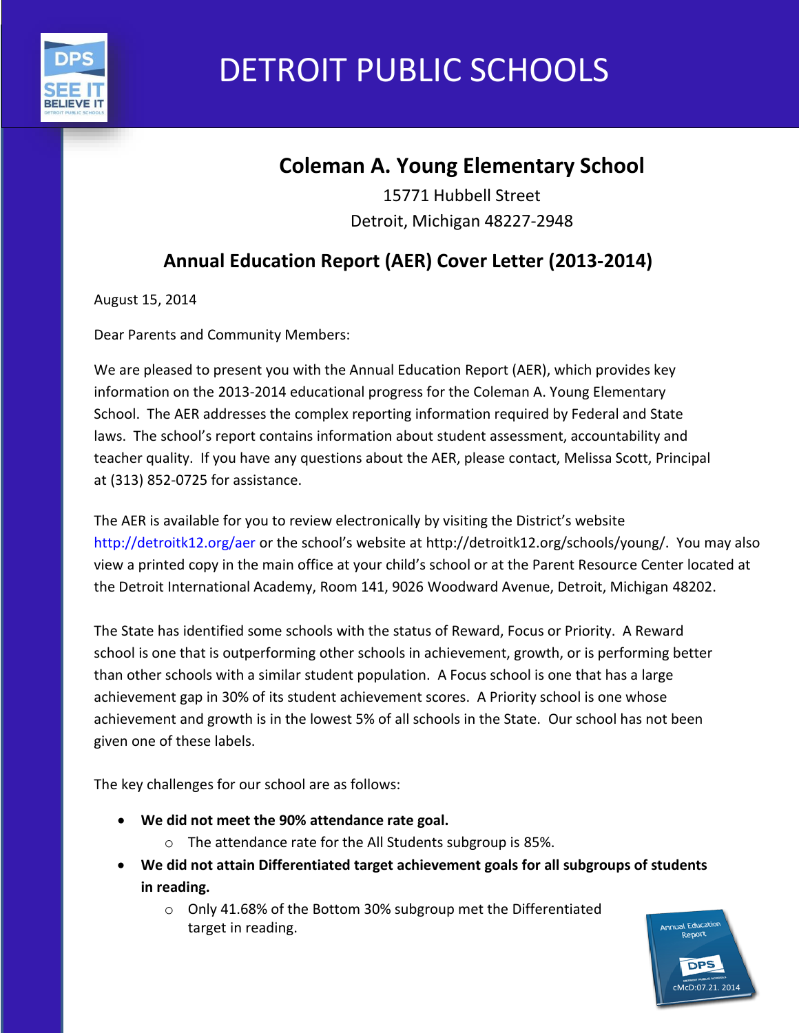# DETROIT PUBLIC SCHOOLS

## Coleman A. Young Elementary School

15771 Hubbell Street
Detroit, Michigan 48227-2948

## Annual Education Report (AER) Cover Letter (2013-2014)

August 15, 2014

Dear Parents and Community Members:

We are pleased to present you with the Annual Education Report (AER), which provides key information on the 2013-2014 educational progress for the Coleman A. Young Elementary School. The AER addresses the complex reporting information required by Federal and State laws. The school's report contains information about student assessment, accountability and teacher quality. If you have any questions about the AER, please contact, Melissa Scott, Principal at (313) 852-0725 for assistance.

The AER is available for you to review electronically by visiting the District's website http://detroitk12.org/aer or the school's website at http://detroitk12.org/schools/young/. You may also view a printed copy in the main office at your child's school or at the Parent Resource Center located at the Detroit International Academy, Room 141, 9026 Woodward Avenue, Detroit, Michigan 48202.

The State has identified some schools with the status of Reward, Focus or Priority. A Reward school is one that is outperforming other schools in achievement, growth, or is performing better than other schools with a similar student population. A Focus school is one that has a large achievement gap in 30% of its student achievement scores. A Priority school is one whose achievement and growth is in the lowest 5% of all schools in the State. Our school has not been given one of these labels.

The key challenges for our school are as follows:

- **We did not meet the 90% attendance rate goal.**
  - The attendance rate for the All Students subgroup is 85%.
- **We did not attain Differentiated target achievement goals for all subgroups of students in reading.**
  - Only 41.68% of the Bottom 30% subgroup met the Differentiated target in reading.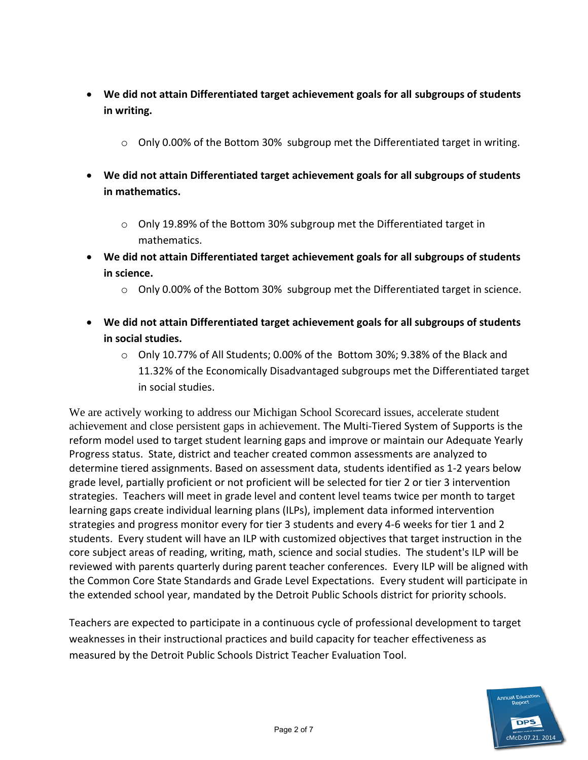- **We did not attain Differentiated target achievement goals for all subgroups of students in writing.**
  - Only 0.00% of the Bottom 30% subgroup met the Differentiated target in writing.
- **We did not attain Differentiated target achievement goals for all subgroups of students in mathematics.**
  - Only 19.89% of the Bottom 30% subgroup met the Differentiated target in mathematics.
- **We did not attain Differentiated target achievement goals for all subgroups of students in science.**
  - Only 0.00% of the Bottom 30% subgroup met the Differentiated target in science.
- **We did not attain Differentiated target achievement goals for all subgroups of students in social studies.**
  - Only 10.77% of All Students; 0.00% of the Bottom 30%; 9.38% of the Black and 11.32% of the Economically Disadvantaged subgroups met the Differentiated target in social studies.

We are actively working to address our Michigan School Scorecard issues, accelerate student achievement and close persistent gaps in achievement. The Multi-Tiered System of Supports is the reform model used to target student learning gaps and improve or maintain our Adequate Yearly Progress status. State, district and teacher created common assessments are analyzed to determine tiered assignments. Based on assessment data, students identified as 1-2 years below grade level, partially proficient or not proficient will be selected for tier 2 or tier 3 intervention strategies. Teachers will meet in grade level and content level teams twice per month to target learning gaps create individual learning plans (ILPs), implement data informed intervention strategies and progress monitor every for tier 3 students and every 4-6 weeks for tier 1 and 2 students. Every student will have an ILP with customized objectives that target instruction in the core subject areas of reading, writing, math, science and social studies. The student's ILP will be reviewed with parents quarterly during parent teacher conferences. Every ILP will be aligned with the Common Core State Standards and Grade Level Expectations. Every student will participate in the extended school year, mandated by the Detroit Public Schools district for priority schools.

Teachers are expected to participate in a continuous cycle of professional development to target weaknesses in their instructional practices and build capacity for teacher effectiveness as measured by the Detroit Public Schools District Teacher Evaluation Tool.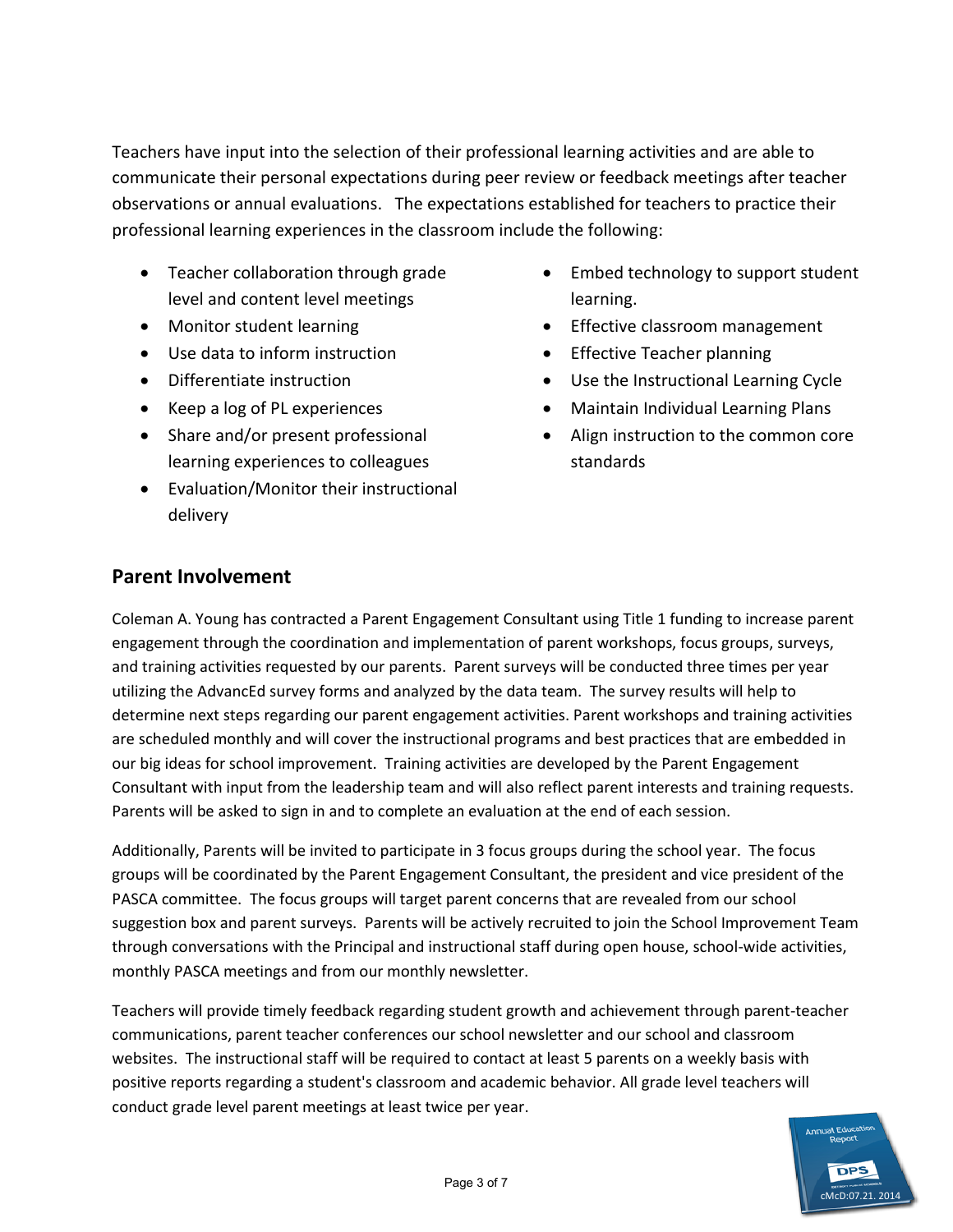Teachers have input into the selection of their professional learning activities and are able to communicate their personal expectations during peer review or feedback meetings after teacher observations or annual evaluations. The expectations established for teachers to practice their professional learning experiences in the classroom include the following:

- Teacher collaboration through grade level and content level meetings
- Monitor student learning
- Use data to inform instruction
- Differentiate instruction
- Keep a log of PL experiences
- Share and/or present professional learning experiences to colleagues
- Evaluation/Monitor their instructional delivery
- Embed technology to support student learning.
- Effective classroom management
- Effective Teacher planning
- Use the Instructional Learning Cycle
- Maintain Individual Learning Plans
- Align instruction to the common core standards

## Parent Involvement

Coleman A. Young has contracted a Parent Engagement Consultant using Title 1 funding to increase parent engagement through the coordination and implementation of parent workshops, focus groups, surveys, and training activities requested by our parents. Parent surveys will be conducted three times per year utilizing the AdvancEd survey forms and analyzed by the data team. The survey results will help to determine next steps regarding our parent engagement activities. Parent workshops and training activities are scheduled monthly and will cover the instructional programs and best practices that are embedded in our big ideas for school improvement. Training activities are developed by the Parent Engagement Consultant with input from the leadership team and will also reflect parent interests and training requests. Parents will be asked to sign in and to complete an evaluation at the end of each session.

Additionally, Parents will be invited to participate in 3 focus groups during the school year. The focus groups will be coordinated by the Parent Engagement Consultant, the president and vice president of the PASCA committee. The focus groups will target parent concerns that are revealed from our school suggestion box and parent surveys. Parents will be actively recruited to join the School Improvement Team through conversations with the Principal and instructional staff during open house, school-wide activities, monthly PASCA meetings and from our monthly newsletter.

Teachers will provide timely feedback regarding student growth and achievement through parent-teacher communications, parent teacher conferences our school newsletter and our school and classroom websites. The instructional staff will be required to contact at least 5 parents on a weekly basis with positive reports regarding a student's classroom and academic behavior. All grade level teachers will conduct grade level parent meetings at least twice per year.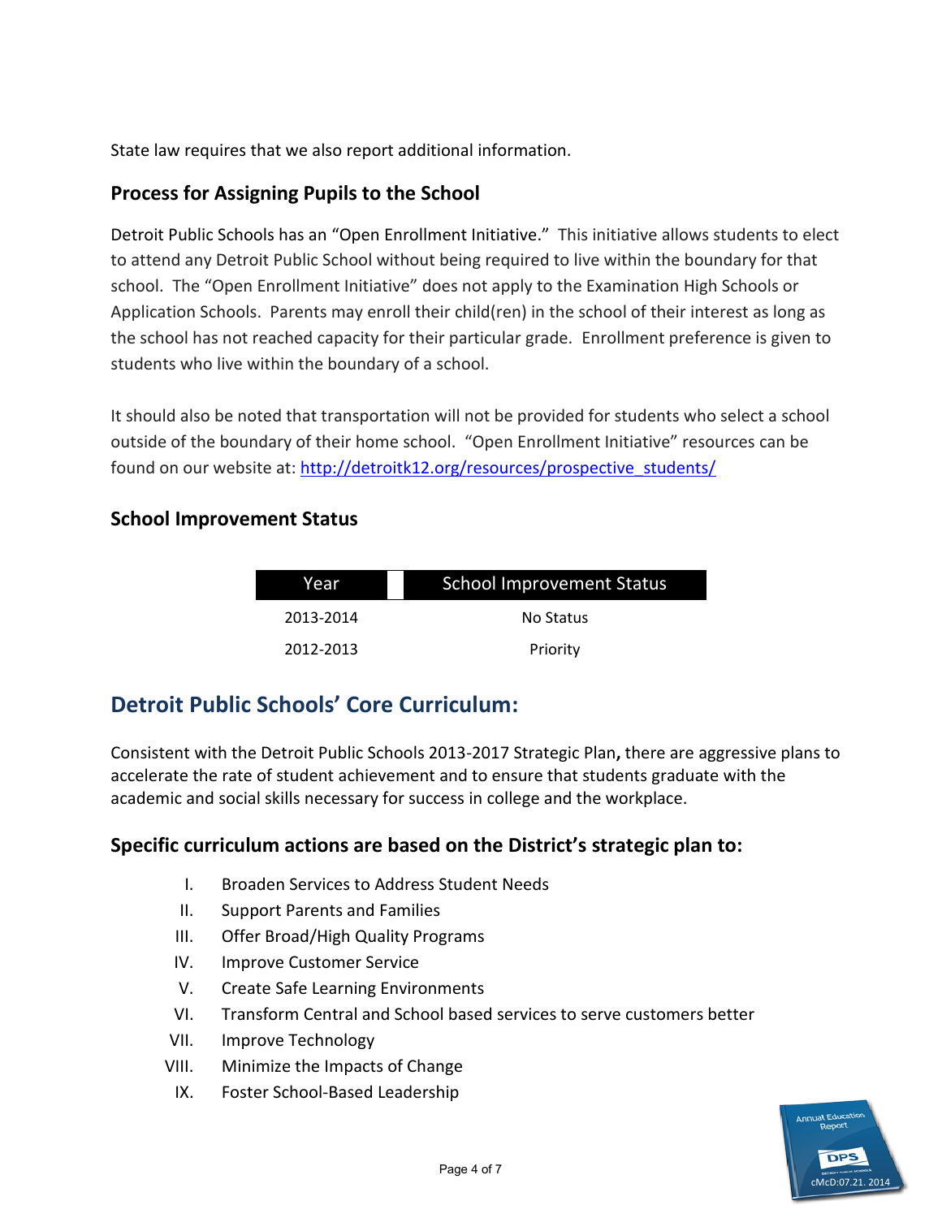State law requires that we also report additional information.

### Process for Assigning Pupils to the School

Detroit Public Schools has an "Open Enrollment Initiative." This initiative allows students to elect to attend any Detroit Public School without being required to live within the boundary for that school. The "Open Enrollment Initiative" does not apply to the Examination High Schools or Application Schools. Parents may enroll their child(ren) in the school of their interest as long as the school has not reached capacity for their particular grade. Enrollment preference is given to students who live within the boundary of a school.

It should also be noted that transportation will not be provided for students who select a school outside of the boundary of their home school. "Open Enrollment Initiative" resources can be found on our website at: http://detroitk12.org/resources/prospective_students/

### School Improvement Status

| Year | School Improvement Status |
|---|---|
| 2013-2014 | No Status |
| 2012-2013 | Priority |

## Detroit Public Schools' Core Curriculum:

Consistent with the Detroit Public Schools 2013-2017 Strategic Plan, there are aggressive plans to accelerate the rate of student achievement and to ensure that students graduate with the academic and social skills necessary for success in college and the workplace.

### Specific curriculum actions are based on the District's strategic plan to:

I. Broaden Services to Address Student Needs
II. Support Parents and Families
III. Offer Broad/High Quality Programs
IV. Improve Customer Service
V. Create Safe Learning Environments
VI. Transform Central and School based services to serve customers better
VII. Improve Technology
VIII. Minimize the Impacts of Change
IX. Foster School-Based Leadership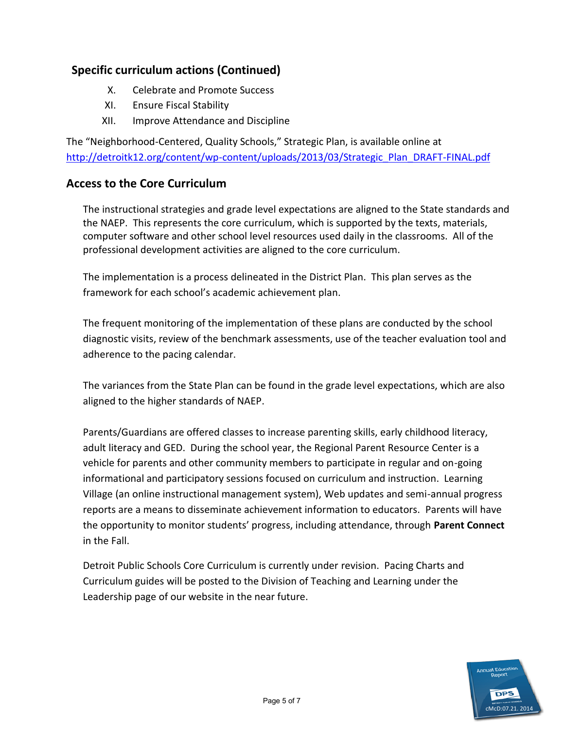## Specific curriculum actions (Continued)

X. Celebrate and Promote Success
XI. Ensure Fiscal Stability
XII. Improve Attendance and Discipline

The "Neighborhood-Centered, Quality Schools," Strategic Plan, is available online at http://detroitk12.org/content/wp-content/uploads/2013/03/Strategic_Plan_DRAFT-FINAL.pdf

## Access to the Core Curriculum

The instructional strategies and grade level expectations are aligned to the State standards and the NAEP. This represents the core curriculum, which is supported by the texts, materials, computer software and other school level resources used daily in the classrooms. All of the professional development activities are aligned to the core curriculum.

The implementation is a process delineated in the District Plan. This plan serves as the framework for each school's academic achievement plan.

The frequent monitoring of the implementation of these plans are conducted by the school diagnostic visits, review of the benchmark assessments, use of the teacher evaluation tool and adherence to the pacing calendar.

The variances from the State Plan can be found in the grade level expectations, which are also aligned to the higher standards of NAEP.

Parents/Guardians are offered classes to increase parenting skills, early childhood literacy, adult literacy and GED. During the school year, the Regional Parent Resource Center is a vehicle for parents and other community members to participate in regular and on-going informational and participatory sessions focused on curriculum and instruction. Learning Village (an online instructional management system), Web updates and semi-annual progress reports are a means to disseminate achievement information to educators. Parents will have the opportunity to monitor students' progress, including attendance, through **Parent Connect** in the Fall.

Detroit Public Schools Core Curriculum is currently under revision. Pacing Charts and Curriculum guides will be posted to the Division of Teaching and Learning under the Leadership page of our website in the near future.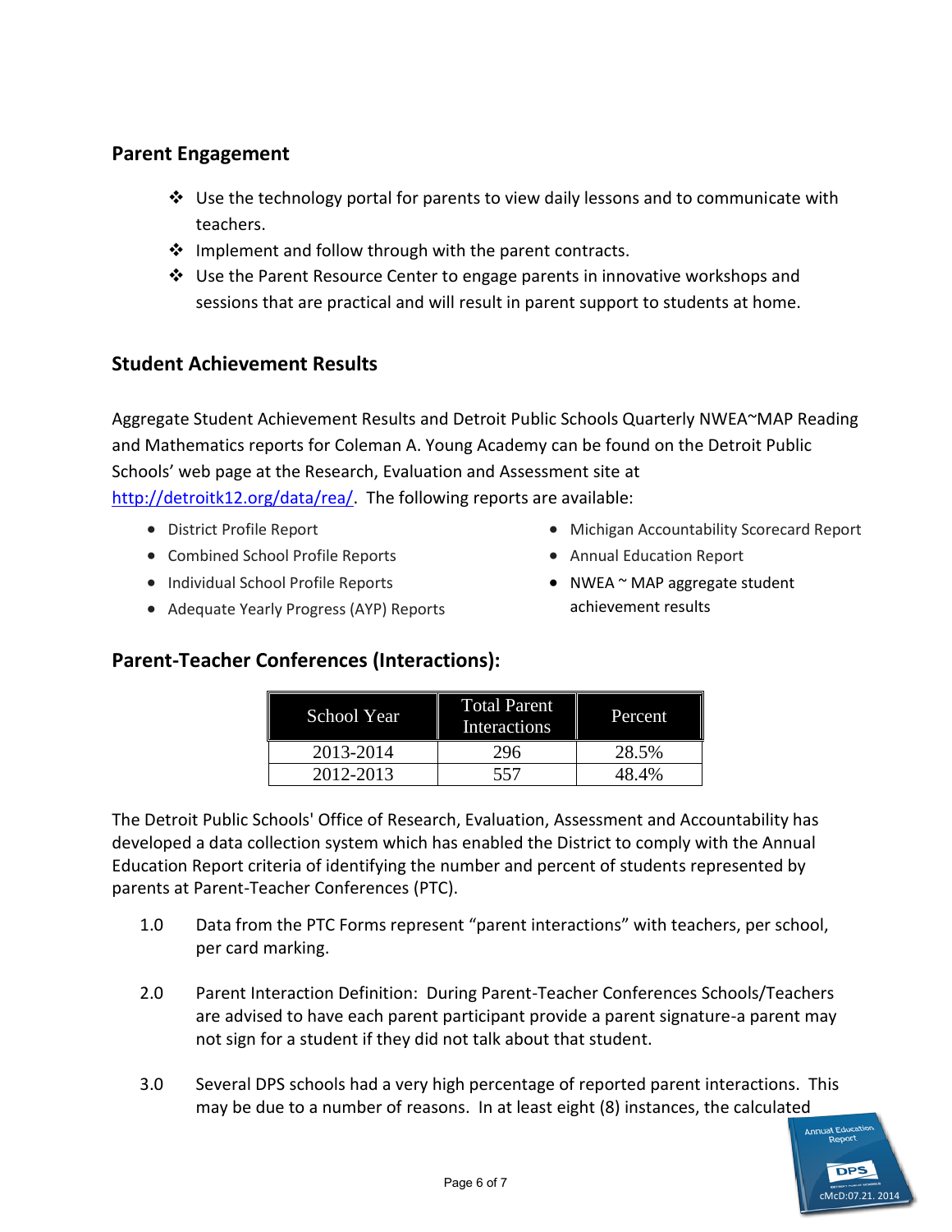## Parent Engagement

- Use the technology portal for parents to view daily lessons and to communicate with teachers.
- Implement and follow through with the parent contracts.
- Use the Parent Resource Center to engage parents in innovative workshops and sessions that are practical and will result in parent support to students at home.

## Student Achievement Results

Aggregate Student Achievement Results and Detroit Public Schools Quarterly NWEA~MAP Reading and Mathematics reports for Coleman A. Young Academy can be found on the Detroit Public Schools' web page at the Research, Evaluation and Assessment site at [http://detroitk12.org/data/rea/](http://detroitk12.org/data/rea/). The following reports are available:

- District Profile Report
- Combined School Profile Reports
- Individual School Profile Reports
- Adequate Yearly Progress (AYP) Reports
- Michigan Accountability Scorecard Report
- Annual Education Report
- NWEA ~ MAP aggregate student achievement results

## Parent-Teacher Conferences (Interactions):

| School Year | Total Parent Interactions | Percent |
|---|---|---|
| 2013-2014 | 296 | 28.5% |
| 2012-2013 | 557 | 48.4% |

The Detroit Public Schools' Office of Research, Evaluation, Assessment and Accountability has developed a data collection system which has enabled the District to comply with the Annual Education Report criteria of identifying the number and percent of students represented by parents at Parent-Teacher Conferences (PTC).

1.0 Data from the PTC Forms represent "parent interactions" with teachers, per school, per card marking.

2.0 Parent Interaction Definition: During Parent-Teacher Conferences Schools/Teachers are advised to have each parent participant provide a parent signature-a parent may not sign for a student if they did not talk about that student.

3.0 Several DPS schools had a very high percentage of reported parent interactions. This may be due to a number of reasons. In at least eight (8) instances, the calculated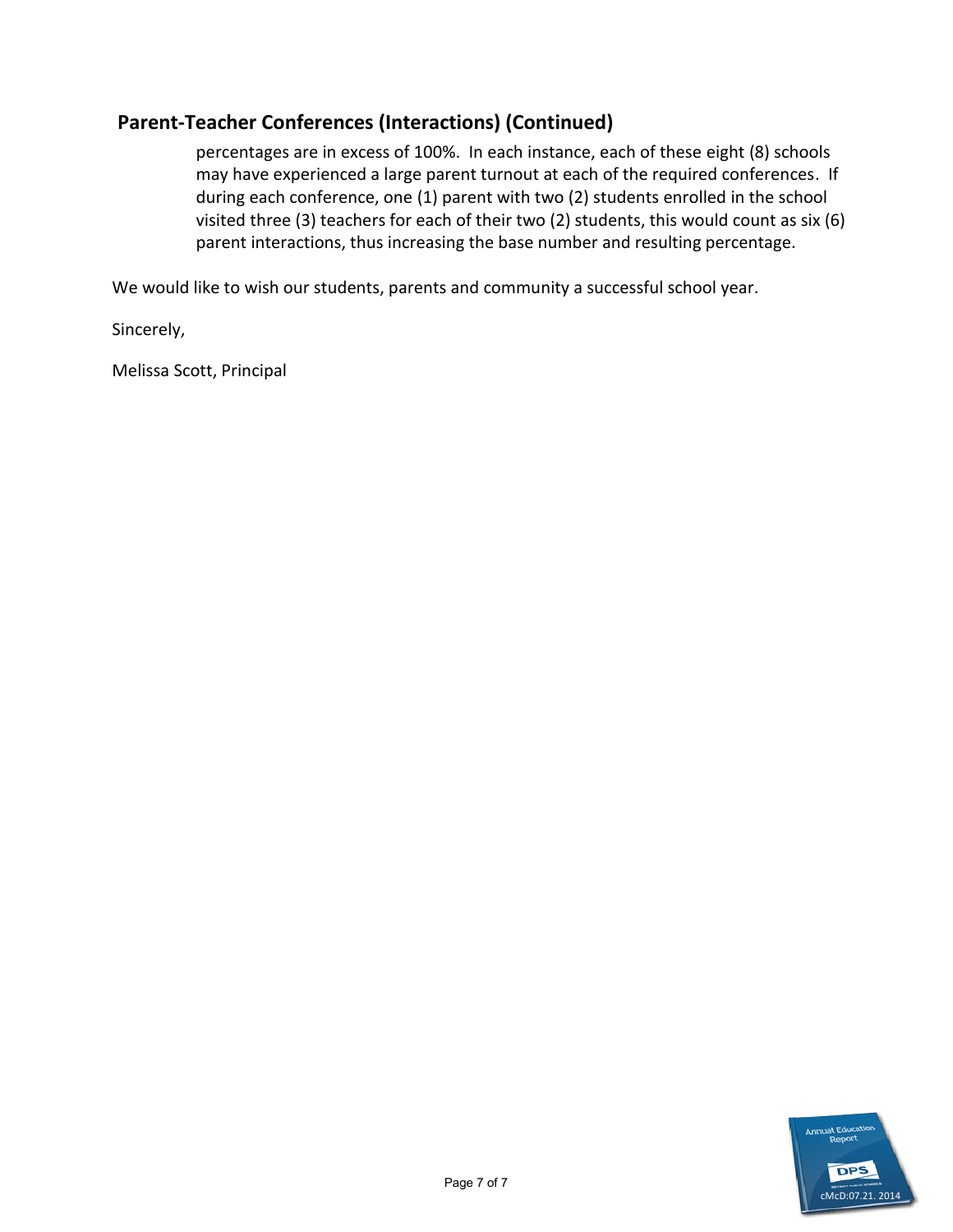## Parent-Teacher Conferences (Interactions) (Continued)

percentages are in excess of 100%. In each instance, each of these eight (8) schools may have experienced a large parent turnout at each of the required conferences. If during each conference, one (1) parent with two (2) students enrolled in the school visited three (3) teachers for each of their two (2) students, this would count as six (6) parent interactions, thus increasing the base number and resulting percentage.

We would like to wish our students, parents and community a successful school year.

Sincerely,

Melissa Scott, Principal